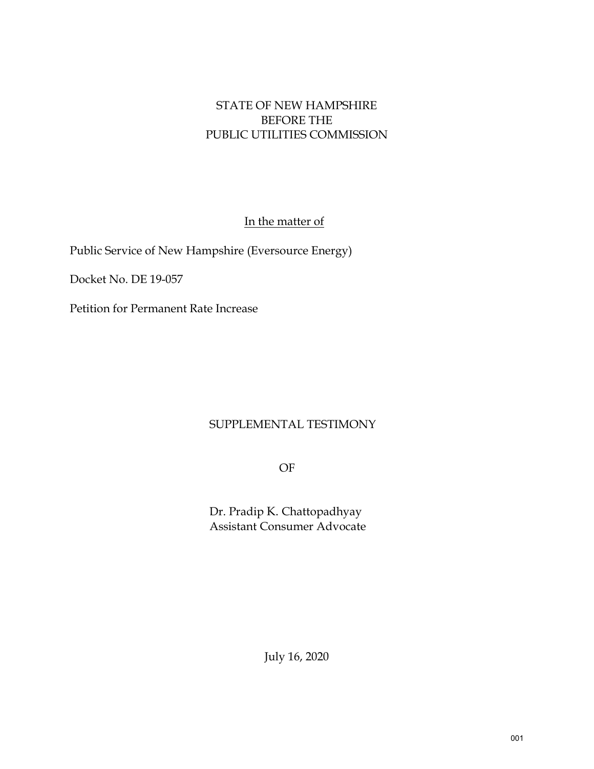STATE OF NEW HAMPSHIRE
BEFORE THE
PUBLIC UTILITIES COMMISSION

<u>In the matter of</u>

Public Service of New Hampshire (Eversource Energy)

Docket No. DE 19-057

Petition for Permanent Rate Increase

SUPPLEMENTAL TESTIMONY

OF

Dr. Pradip K. Chattopadhyay
Assistant Consumer Advocate

July 16, 2020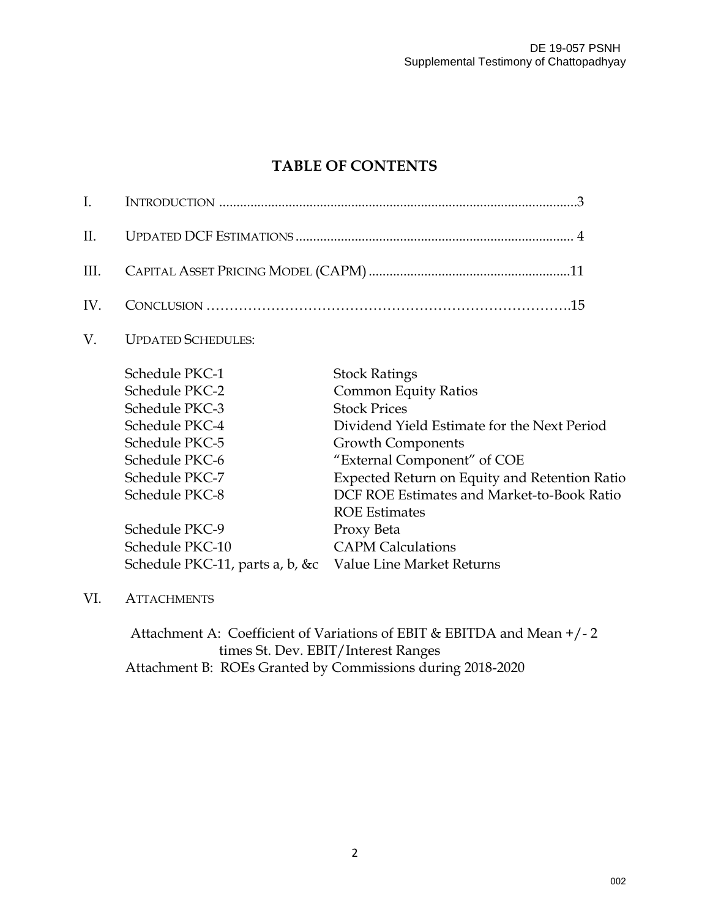# TABLE OF CONTENTS

| | | |
|---|---|---|
| I. | INTRODUCTION | 3 |
| II. | UPDATED DCF ESTIMATIONS | 4 |
| III. | CAPITAL ASSET PRICING MODEL (CAPM) | 11 |
| IV. | CONCLUSION | 15 |

V. UPDATED SCHEDULES:

| | |
|---|---|
| Schedule PKC-1 | Stock Ratings |
| Schedule PKC-2 | Common Equity Ratios |
| Schedule PKC-3 | Stock Prices |
| Schedule PKC-4 | Dividend Yield Estimate for the Next Period |
| Schedule PKC-5 | Growth Components |
| Schedule PKC-6 | "External Component" of COE |
| Schedule PKC-7 | Expected Return on Equity and Retention Ratio |
| Schedule PKC-8 | DCF ROE Estimates and Market-to-Book Ratio ROE Estimates |
| Schedule PKC-9 | Proxy Beta |
| Schedule PKC-10 | CAPM Calculations |
| Schedule PKC-11, parts a, b, &c | Value Line Market Returns |

VI. ATTACHMENTS

Attachment A: Coefficient of Variations of EBIT & EBITDA and Mean +/- 2 times St. Dev. EBIT/Interest Ranges

Attachment B: ROEs Granted by Commissions during 2018-2020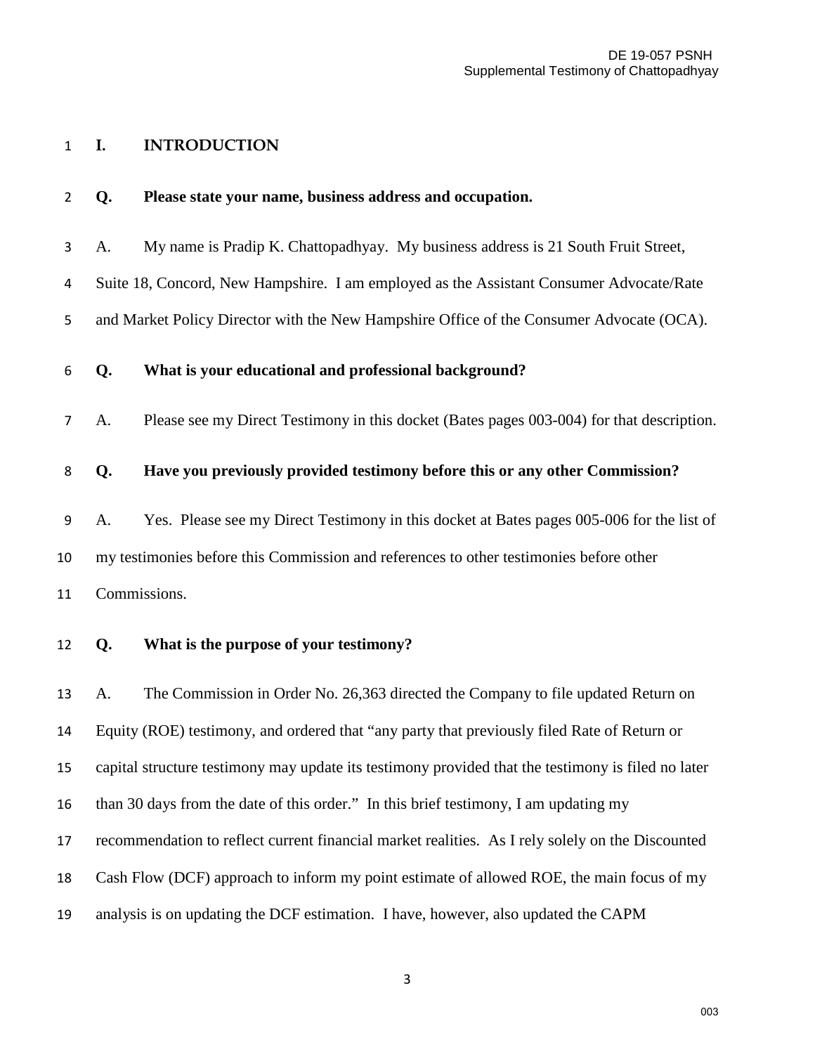## I. INTRODUCTION

**Q. Please state your name, business address and occupation.**

A. My name is Pradip K. Chattopadhyay. My business address is 21 South Fruit Street, Suite 18, Concord, New Hampshire. I am employed as the Assistant Consumer Advocate/Rate and Market Policy Director with the New Hampshire Office of the Consumer Advocate (OCA).

**Q. What is your educational and professional background?**

A. Please see my Direct Testimony in this docket (Bates pages 003-004) for that description.

**Q. Have you previously provided testimony before this or any other Commission?**

A. Yes. Please see my Direct Testimony in this docket at Bates pages 005-006 for the list of my testimonies before this Commission and references to other testimonies before other Commissions.

**Q. What is the purpose of your testimony?**

A. The Commission in Order No. 26,363 directed the Company to file updated Return on Equity (ROE) testimony, and ordered that "any party that previously filed Rate of Return or capital structure testimony may update its testimony provided that the testimony is filed no later than 30 days from the date of this order." In this brief testimony, I am updating my recommendation to reflect current financial market realities. As I rely solely on the Discounted Cash Flow (DCF) approach to inform my point estimate of allowed ROE, the main focus of my analysis is on updating the DCF estimation. I have, however, also updated the CAPM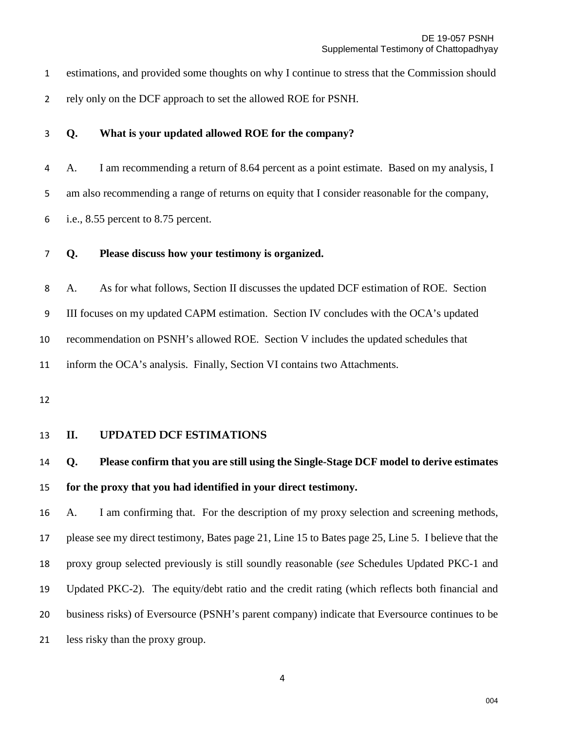estimations, and provided some thoughts on why I continue to stress that the Commission should rely only on the DCF approach to set the allowed ROE for PSNH.

**Q. What is your updated allowed ROE for the company?**

A. I am recommending a return of 8.64 percent as a point estimate. Based on my analysis, I am also recommending a range of returns on equity that I consider reasonable for the company, i.e., 8.55 percent to 8.75 percent.

**Q. Please discuss how your testimony is organized.**

A. As for what follows, Section II discusses the updated DCF estimation of ROE. Section III focuses on my updated CAPM estimation. Section IV concludes with the OCA's updated recommendation on PSNH's allowed ROE. Section V includes the updated schedules that inform the OCA's analysis. Finally, Section VI contains two Attachments.

## II. UPDATED DCF ESTIMATIONS

**Q. Please confirm that you are still using the Single-Stage DCF model to derive estimates for the proxy that you had identified in your direct testimony.**

A. I am confirming that. For the description of my proxy selection and screening methods, please see my direct testimony, Bates page 21, Line 15 to Bates page 25, Line 5. I believe that the proxy group selected previously is still soundly reasonable (*see* Schedules Updated PKC-1 and Updated PKC-2). The equity/debt ratio and the credit rating (which reflects both financial and business risks) of Eversource (PSNH's parent company) indicate that Eversource continues to be less risky than the proxy group.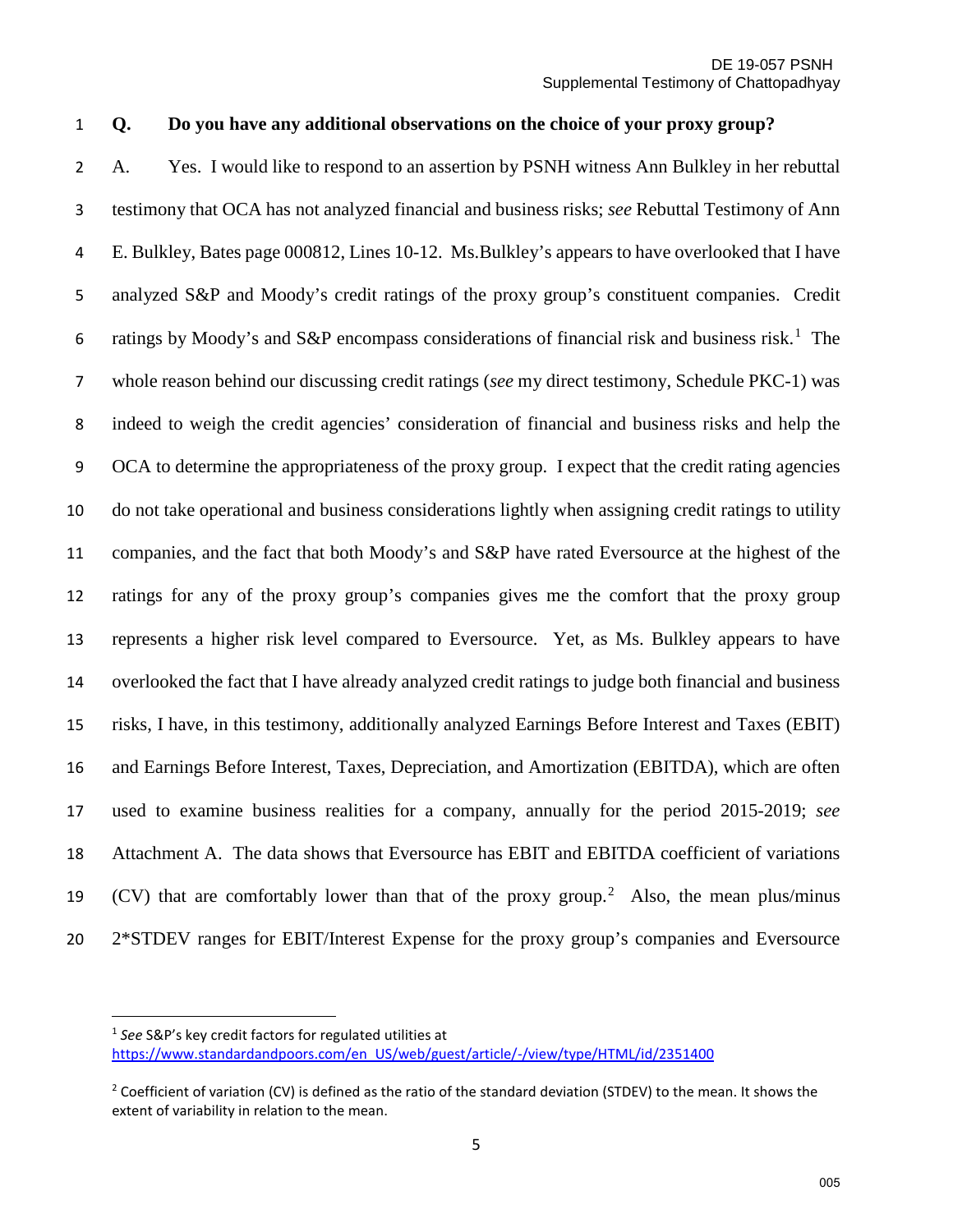**Q. Do you have any additional observations on the choice of your proxy group?**

A. Yes. I would like to respond to an assertion by PSNH witness Ann Bulkley in her rebuttal testimony that OCA has not analyzed financial and business risks; *see* Rebuttal Testimony of Ann E. Bulkley, Bates page 000812, Lines 10-12. Ms.Bulkley's appears to have overlooked that I have analyzed S&P and Moody's credit ratings of the proxy group's constituent companies. Credit ratings by Moody's and S&P encompass considerations of financial risk and business risk.[1] The whole reason behind our discussing credit ratings (*see* my direct testimony, Schedule PKC-1) was indeed to weigh the credit agencies' consideration of financial and business risks and help the OCA to determine the appropriateness of the proxy group. I expect that the credit rating agencies do not take operational and business considerations lightly when assigning credit ratings to utility companies, and the fact that both Moody's and S&P have rated Eversource at the highest of the ratings for any of the proxy group's companies gives me the comfort that the proxy group represents a higher risk level compared to Eversource. Yet, as Ms. Bulkley appears to have overlooked the fact that I have already analyzed credit ratings to judge both financial and business risks, I have, in this testimony, additionally analyzed Earnings Before Interest and Taxes (EBIT) and Earnings Before Interest, Taxes, Depreciation, and Amortization (EBITDA), which are often used to examine business realities for a company, annually for the period 2015-2019; *see* Attachment A. The data shows that Eversource has EBIT and EBITDA coefficient of variations (CV) that are comfortably lower than that of the proxy group.[2] Also, the mean plus/minus 2*STDEV ranges for EBIT/Interest Expense for the proxy group's companies and Eversource

---

[1] *See* S&P's key credit factors for regulated utilities at https://www.standardandpoors.com/en_US/web/guest/article/-/view/type/HTML/id/2351400

[2] Coefficient of variation (CV) is defined as the ratio of the standard deviation (STDEV) to the mean. It shows the extent of variability in relation to the mean.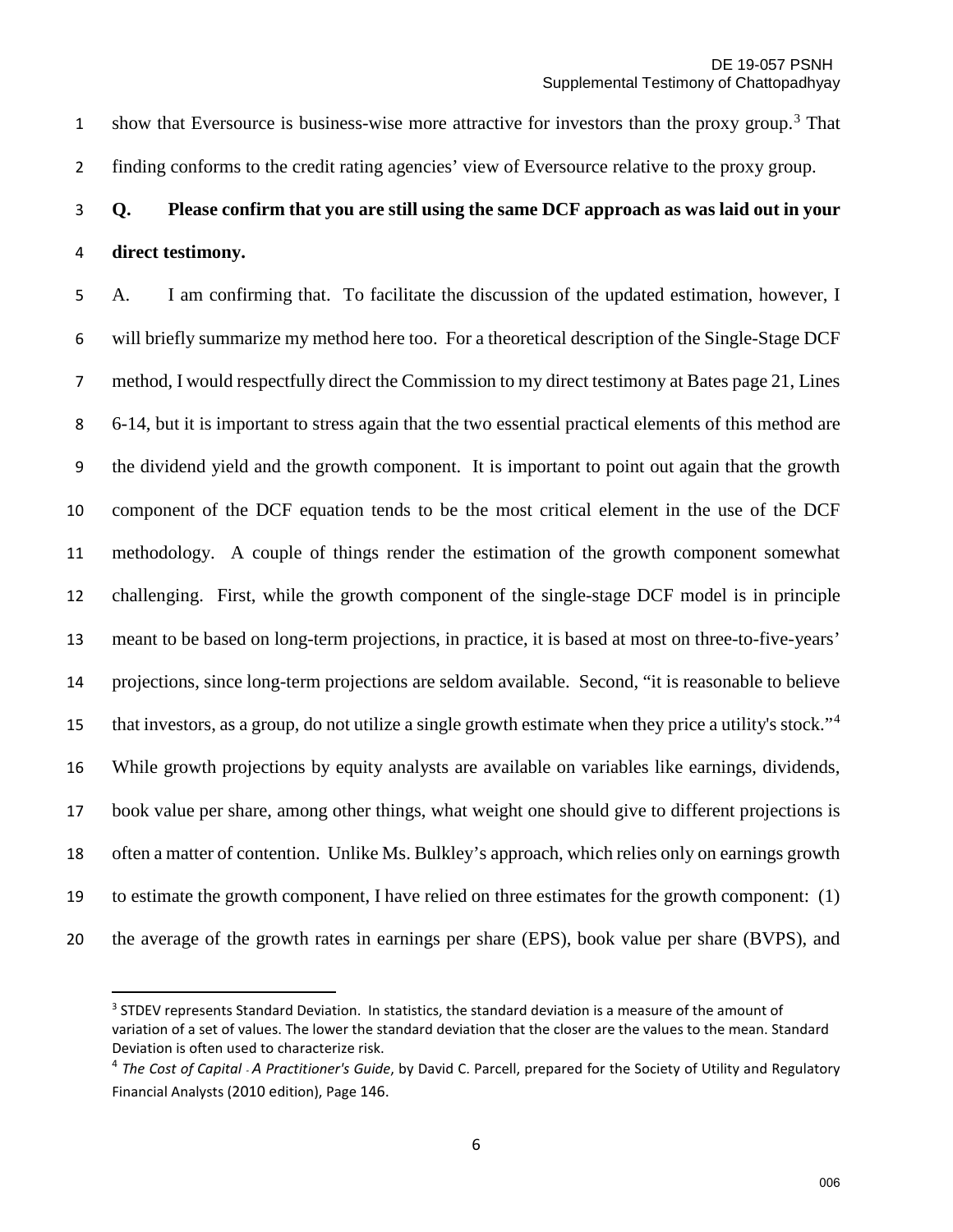show that Eversource is business-wise more attractive for investors than the proxy group.[3] That finding conforms to the credit rating agencies' view of Eversource relative to the proxy group.

**Q. Please confirm that you are still using the same DCF approach as was laid out in your direct testimony.**

A. I am confirming that. To facilitate the discussion of the updated estimation, however, I will briefly summarize my method here too. For a theoretical description of the Single-Stage DCF method, I would respectfully direct the Commission to my direct testimony at Bates page 21, Lines 6-14, but it is important to stress again that the two essential practical elements of this method are the dividend yield and the growth component. It is important to point out again that the growth component of the DCF equation tends to be the most critical element in the use of the DCF methodology. A couple of things render the estimation of the growth component somewhat challenging. First, while the growth component of the single-stage DCF model is in principle meant to be based on long-term projections, in practice, it is based at most on three-to-five-years' projections, since long-term projections are seldom available. Second, "it is reasonable to believe that investors, as a group, do not utilize a single growth estimate when they price a utility's stock."[4] While growth projections by equity analysts are available on variables like earnings, dividends, book value per share, among other things, what weight one should give to different projections is often a matter of contention. Unlike Ms. Bulkley's approach, which relies only on earnings growth to estimate the growth component, I have relied on three estimates for the growth component: (1) the average of the growth rates in earnings per share (EPS), book value per share (BVPS), and

---

[3] STDEV represents Standard Deviation. In statistics, the standard deviation is a measure of the amount of variation of a set of values. The lower the standard deviation that the closer are the values to the mean. Standard Deviation is often used to characterize risk.

[4] *The Cost of Capital - A Practitioner's Guide*, by David C. Parcell, prepared for the Society of Utility and Regulatory Financial Analysts (2010 edition), Page 146.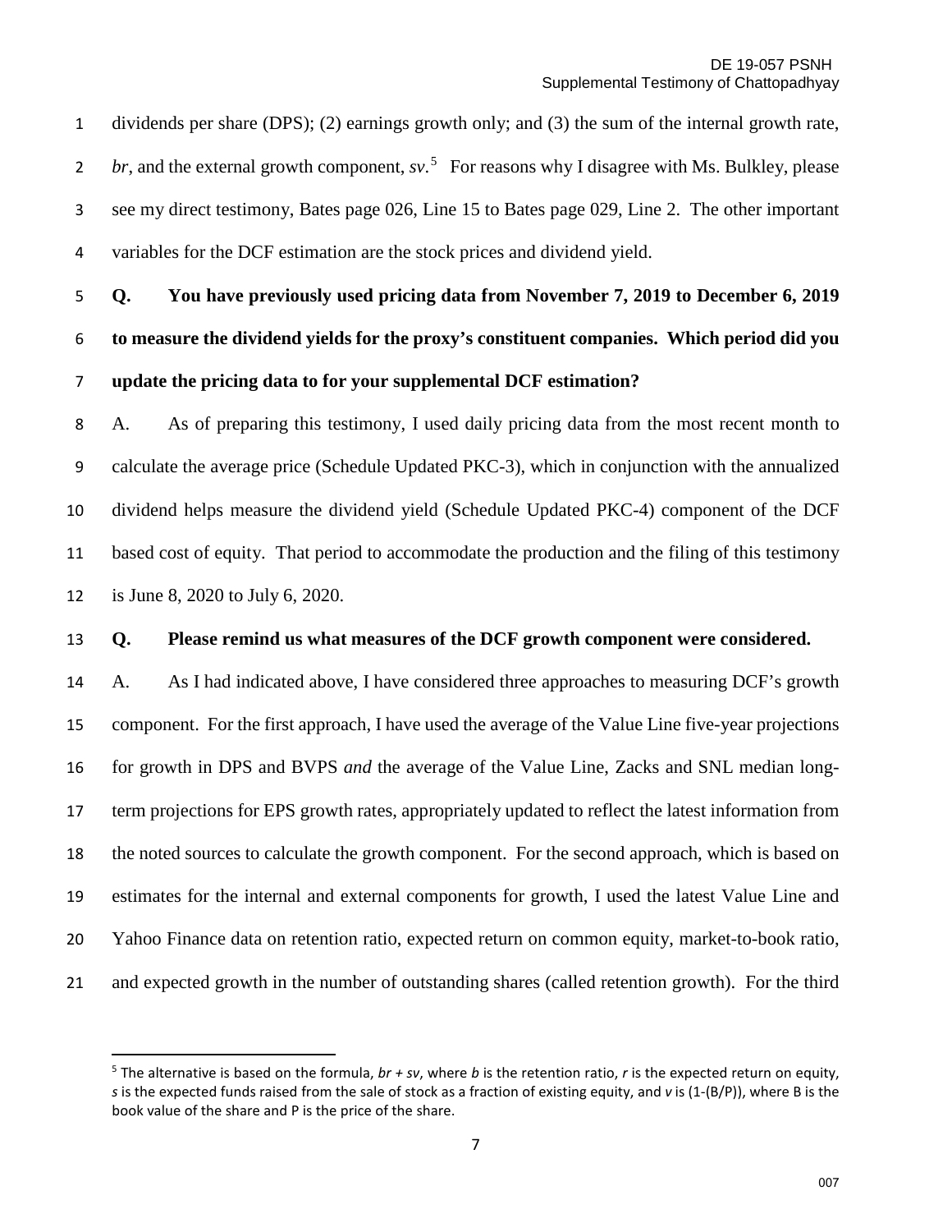dividends per share (DPS); (2) earnings growth only; and (3) the sum of the internal growth rate, *br*, and the external growth component, *sv*.[5] For reasons why I disagree with Ms. Bulkley, please see my direct testimony, Bates page 026, Line 15 to Bates page 029, Line 2. The other important variables for the DCF estimation are the stock prices and dividend yield.

**Q. You have previously used pricing data from November 7, 2019 to December 6, 2019 to measure the dividend yields for the proxy's constituent companies. Which period did you update the pricing data to for your supplemental DCF estimation?**

A. As of preparing this testimony, I used daily pricing data from the most recent month to calculate the average price (Schedule Updated PKC-3), which in conjunction with the annualized dividend helps measure the dividend yield (Schedule Updated PKC-4) component of the DCF based cost of equity. That period to accommodate the production and the filing of this testimony is June 8, 2020 to July 6, 2020.

**Q. Please remind us what measures of the DCF growth component were considered.**

A. As I had indicated above, I have considered three approaches to measuring DCF's growth component. For the first approach, I have used the average of the Value Line five-year projections for growth in DPS and BVPS *and* the average of the Value Line, Zacks and SNL median long-term projections for EPS growth rates, appropriately updated to reflect the latest information from the noted sources to calculate the growth component. For the second approach, which is based on estimates for the internal and external components for growth, I used the latest Value Line and Yahoo Finance data on retention ratio, expected return on common equity, market-to-book ratio, and expected growth in the number of outstanding shares (called retention growth). For the third

---

[5] The alternative is based on the formula, $br + sv$, where $b$ is the retention ratio, $r$ is the expected return on equity, $s$ is the expected funds raised from the sale of stock as a fraction of existing equity, and $v$ is $(1-(B/P))$, where B is the book value of the share and P is the price of the share.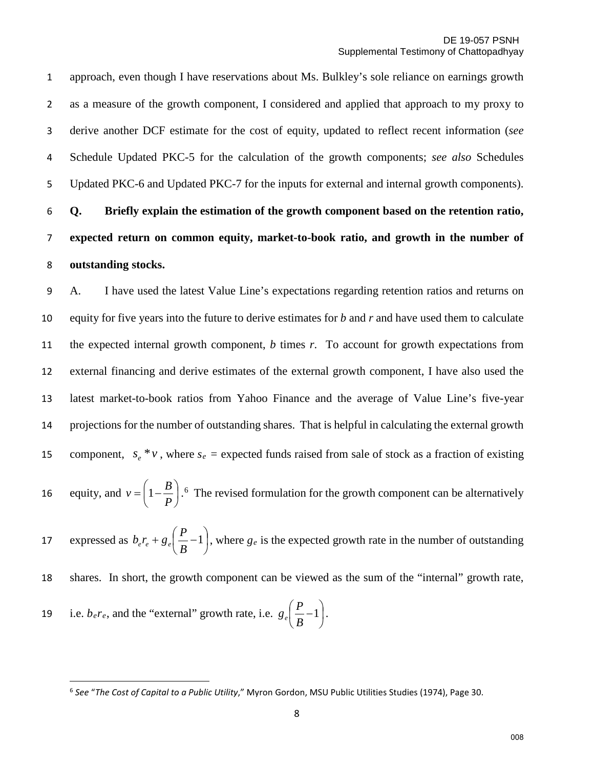approach, even though I have reservations about Ms. Bulkley's sole reliance on earnings growth as a measure of the growth component, I considered and applied that approach to my proxy to derive another DCF estimate for the cost of equity, updated to reflect recent information (*see* Schedule Updated PKC-5 for the calculation of the growth components; *see also* Schedules Updated PKC-6 and Updated PKC-7 for the inputs for external and internal growth components).

**Q. Briefly explain the estimation of the growth component based on the retention ratio, expected return on common equity, market-to-book ratio, and growth in the number of outstanding stocks.**

A. I have used the latest Value Line's expectations regarding retention ratios and returns on equity for five years into the future to derive estimates for $b$ and $r$ and have used them to calculate the expected internal growth component, $b$ times $r$. To account for growth expectations from external financing and derive estimates of the external growth component, I have also used the latest market-to-book ratios from Yahoo Finance and the average of Value Line's five-year projections for the number of outstanding shares. That is helpful in calculating the external growth component, $s_e * v$, where $s_e$ = expected funds raised from sale of stock as a fraction of existing equity, and $v = \left(1 - \frac{B}{P}\right)$.[6] The revised formulation for the growth component can be alternatively expressed as $b_e r_e + g_e\left(\frac{P}{B} - 1\right)$, where $g_e$ is the expected growth rate in the number of outstanding shares. In short, the growth component can be viewed as the sum of the "internal" growth rate, i.e. $b_e r_e$, and the "external" growth rate, i.e. $g_e\left(\frac{P}{B} - 1\right)$.

---

[6] *See* "*The Cost of Capital to a Public Utility*," Myron Gordon, MSU Public Utilities Studies (1974), Page 30.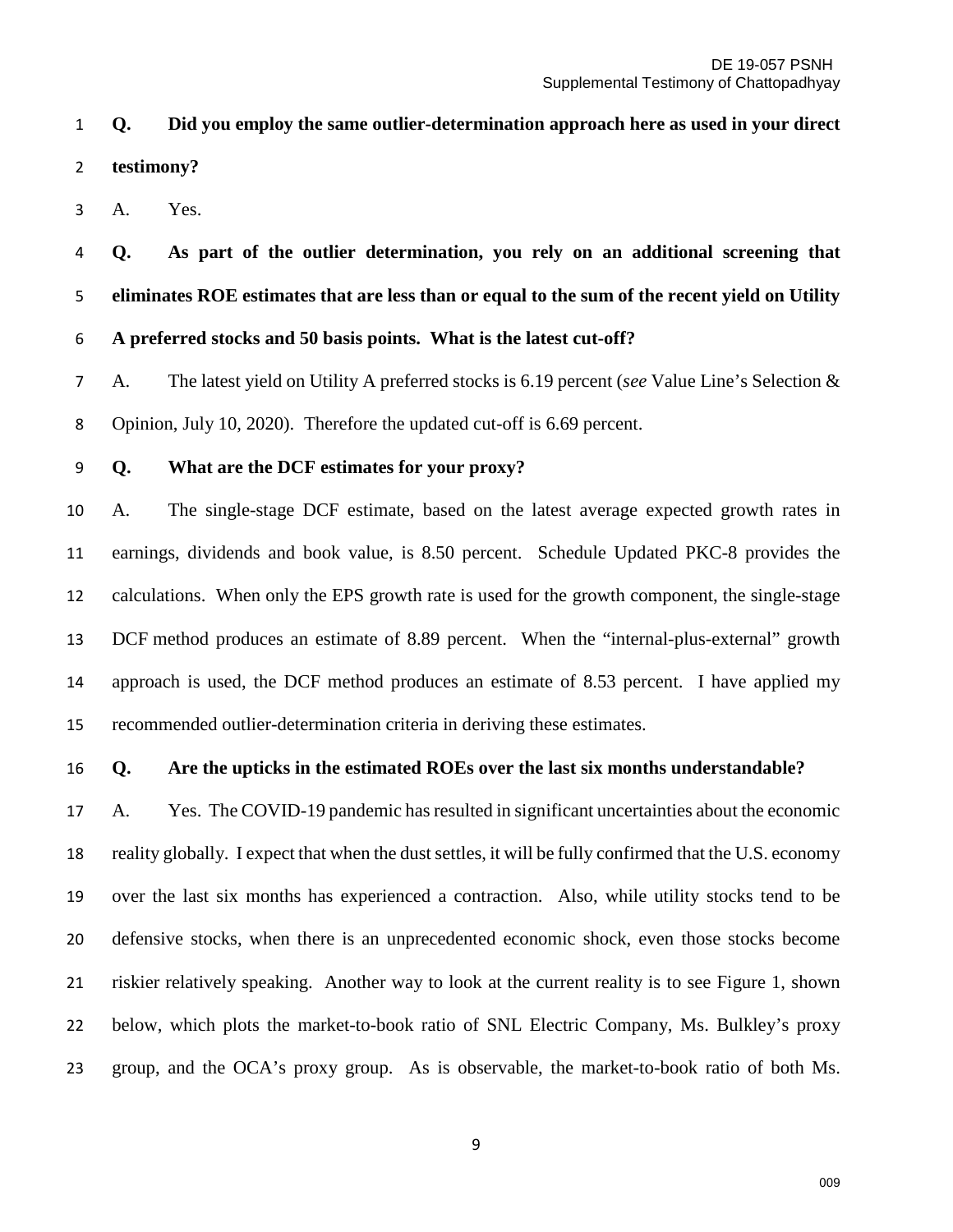**Q. Did you employ the same outlier-determination approach here as used in your direct testimony?**

A. Yes.

**Q. As part of the outlier determination, you rely on an additional screening that eliminates ROE estimates that are less than or equal to the sum of the recent yield on Utility A preferred stocks and 50 basis points. What is the latest cut-off?**

A. The latest yield on Utility A preferred stocks is 6.19 percent (*see* Value Line's Selection & Opinion, July 10, 2020). Therefore the updated cut-off is 6.69 percent.

**Q. What are the DCF estimates for your proxy?**

A. The single-stage DCF estimate, based on the latest average expected growth rates in earnings, dividends and book value, is 8.50 percent. Schedule Updated PKC-8 provides the calculations. When only the EPS growth rate is used for the growth component, the single-stage DCF method produces an estimate of 8.89 percent. When the "internal-plus-external" growth approach is used, the DCF method produces an estimate of 8.53 percent. I have applied my recommended outlier-determination criteria in deriving these estimates.

**Q. Are the upticks in the estimated ROEs over the last six months understandable?**

A. Yes. The COVID-19 pandemic has resulted in significant uncertainties about the economic reality globally. I expect that when the dust settles, it will be fully confirmed that the U.S. economy over the last six months has experienced a contraction. Also, while utility stocks tend to be defensive stocks, when there is an unprecedented economic shock, even those stocks become riskier relatively speaking. Another way to look at the current reality is to see Figure 1, shown below, which plots the market-to-book ratio of SNL Electric Company, Ms. Bulkley's proxy group, and the OCA's proxy group. As is observable, the market-to-book ratio of both Ms.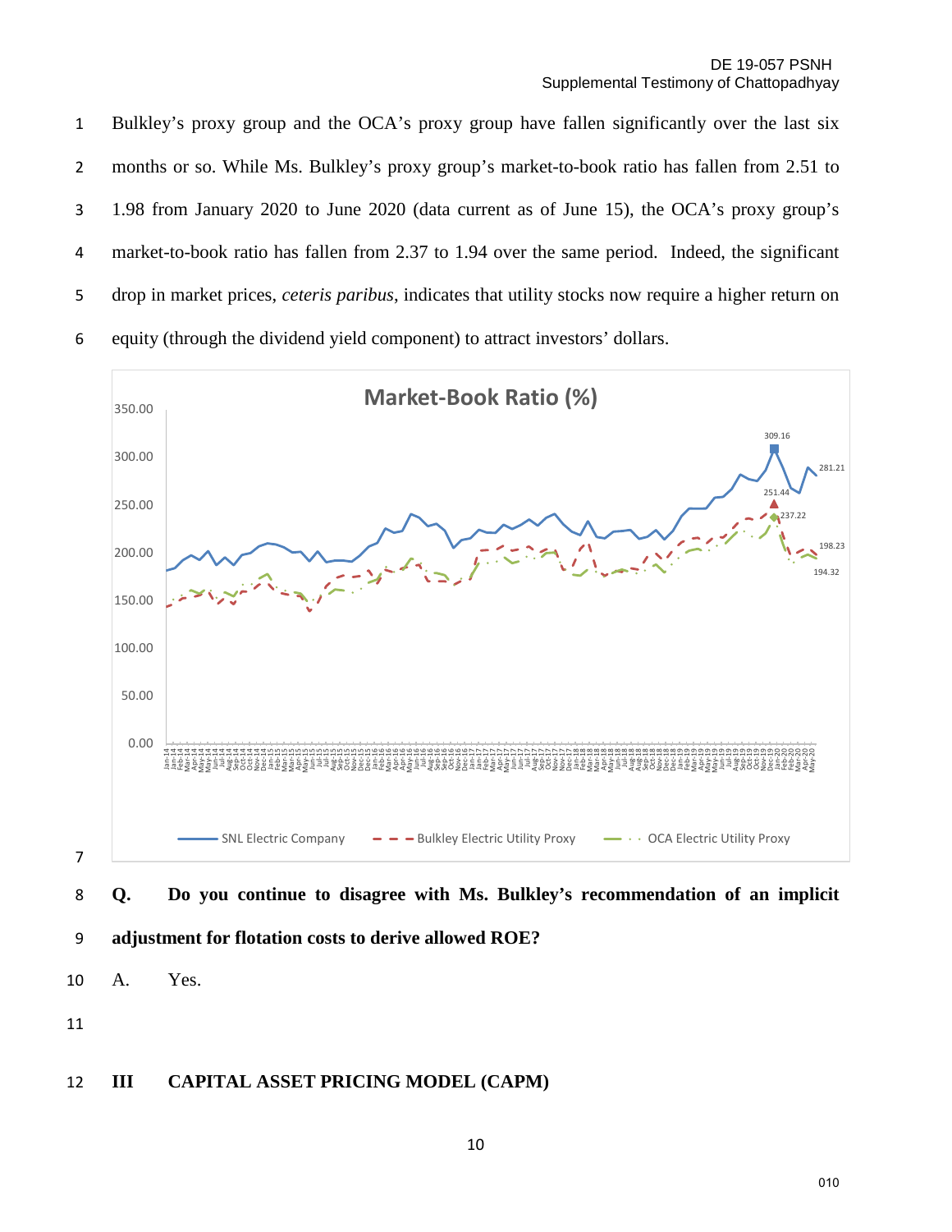Bulkley's proxy group and the OCA's proxy group have fallen significantly over the last six months or so. While Ms. Bulkley's proxy group's market-to-book ratio has fallen from 2.51 to 1.98 from January 2020 to June 2020 (data current as of June 15), the OCA's proxy group's market-to-book ratio has fallen from 2.37 to 1.94 over the same period. Indeed, the significant drop in market prices, *ceteris paribus*, indicates that utility stocks now require a higher return on equity (through the dividend yield component) to attract investors' dollars.

**Market-Book Ratio (%)**

SNL Electric Company — Bulkley Electric Utility Proxy — OCA Electric Utility Proxy

**Q. Do you continue to disagree with Ms. Bulkley's recommendation of an implicit adjustment for flotation costs to derive allowed ROE?**

A. Yes.

## III CAPITAL ASSET PRICING MODEL (CAPM)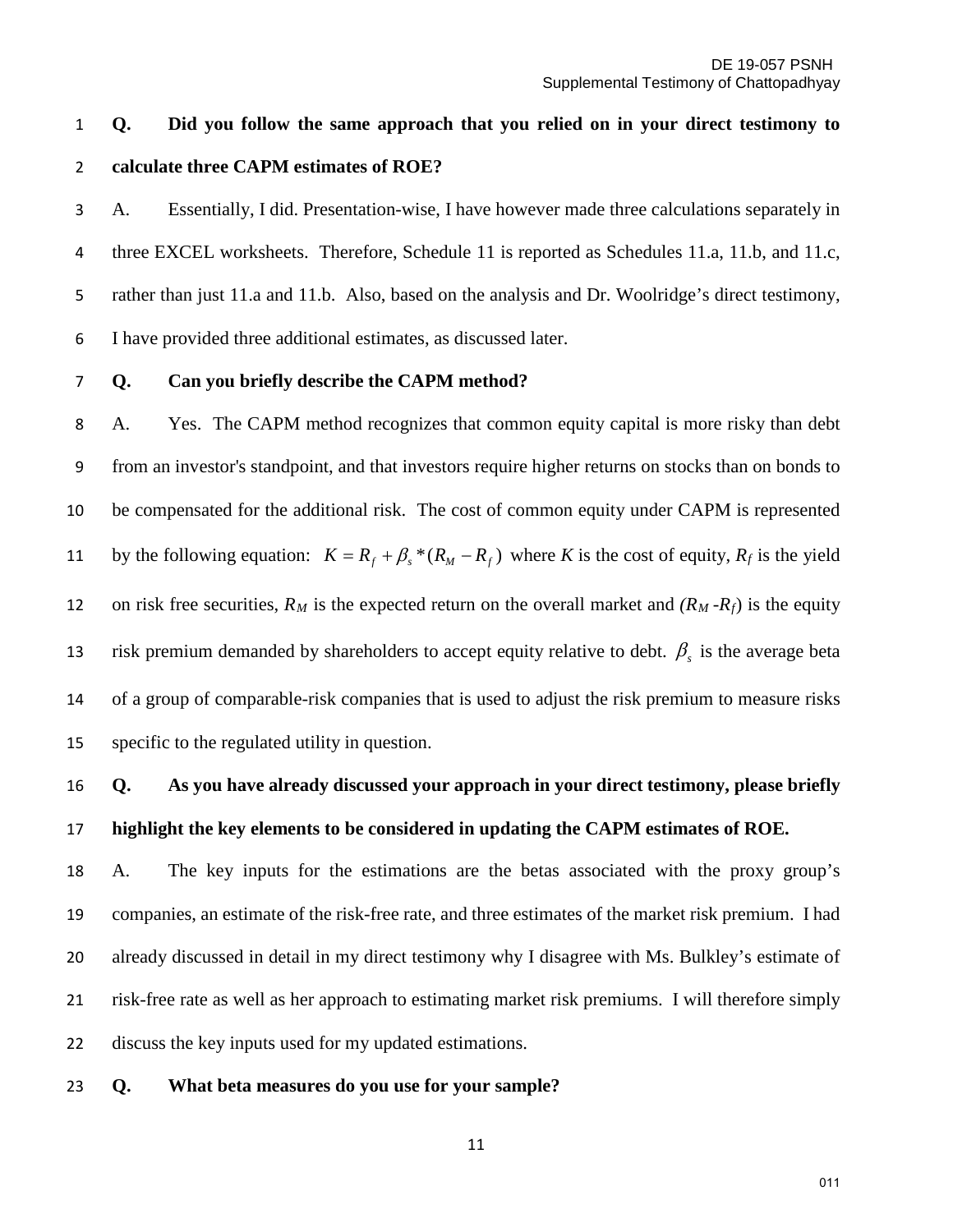**Q. Did you follow the same approach that you relied on in your direct testimony to calculate three CAPM estimates of ROE?**

A. Essentially, I did. Presentation-wise, I have however made three calculations separately in three EXCEL worksheets. Therefore, Schedule 11 is reported as Schedules 11.a, 11.b, and 11.c, rather than just 11.a and 11.b. Also, based on the analysis and Dr. Woolridge's direct testimony, I have provided three additional estimates, as discussed later.

**Q. Can you briefly describe the CAPM method?**

A. Yes. The CAPM method recognizes that common equity capital is more risky than debt from an investor's standpoint, and that investors require higher returns on stocks than on bonds to be compensated for the additional risk. The cost of common equity under CAPM is represented by the following equation: $K = R_f + \beta_s * (R_M - R_f)$ where $K$ is the cost of equity, $R_f$ is the yield on risk free securities, $R_M$ is the expected return on the overall market and $(R_M - R_f)$ is the equity risk premium demanded by shareholders to accept equity relative to debt. $\beta_s$ is the average beta of a group of comparable-risk companies that is used to adjust the risk premium to measure risks specific to the regulated utility in question.

**Q. As you have already discussed your approach in your direct testimony, please briefly highlight the key elements to be considered in updating the CAPM estimates of ROE.**

A. The key inputs for the estimations are the betas associated with the proxy group's companies, an estimate of the risk-free rate, and three estimates of the market risk premium. I had already discussed in detail in my direct testimony why I disagree with Ms. Bulkley's estimate of risk-free rate as well as her approach to estimating market risk premiums. I will therefore simply discuss the key inputs used for my updated estimations.

**Q. What beta measures do you use for your sample?**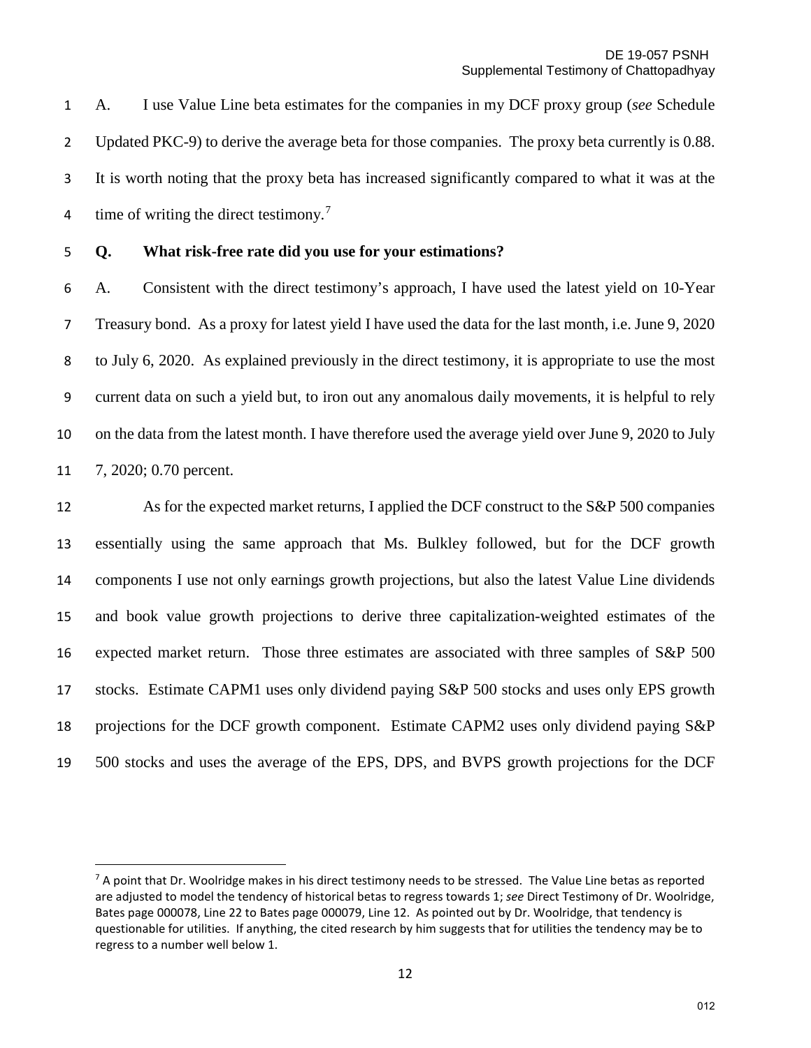A. I use Value Line beta estimates for the companies in my DCF proxy group (*see* Schedule Updated PKC-9) to derive the average beta for those companies. The proxy beta currently is 0.88. It is worth noting that the proxy beta has increased significantly compared to what it was at the time of writing the direct testimony.[7]

**Q. What risk-free rate did you use for your estimations?**

A. Consistent with the direct testimony's approach, I have used the latest yield on 10-Year Treasury bond. As a proxy for latest yield I have used the data for the last month, i.e. June 9, 2020 to July 6, 2020. As explained previously in the direct testimony, it is appropriate to use the most current data on such a yield but, to iron out any anomalous daily movements, it is helpful to rely on the data from the latest month. I have therefore used the average yield over June 9, 2020 to July 7, 2020; 0.70 percent.

As for the expected market returns, I applied the DCF construct to the S&P 500 companies essentially using the same approach that Ms. Bulkley followed, but for the DCF growth components I use not only earnings growth projections, but also the latest Value Line dividends and book value growth projections to derive three capitalization-weighted estimates of the expected market return. Those three estimates are associated with three samples of S&P 500 stocks. Estimate CAPM1 uses only dividend paying S&P 500 stocks and uses only EPS growth projections for the DCF growth component. Estimate CAPM2 uses only dividend paying S&P 500 stocks and uses the average of the EPS, DPS, and BVPS growth projections for the DCF

---

[7] A point that Dr. Woolridge makes in his direct testimony needs to be stressed. The Value Line betas as reported are adjusted to model the tendency of historical betas to regress towards 1; *see* Direct Testimony of Dr. Woolridge, Bates page 000078, Line 22 to Bates page 000079, Line 12. As pointed out by Dr. Woolridge, that tendency is questionable for utilities. If anything, the cited research by him suggests that for utilities the tendency may be to regress to a number well below 1.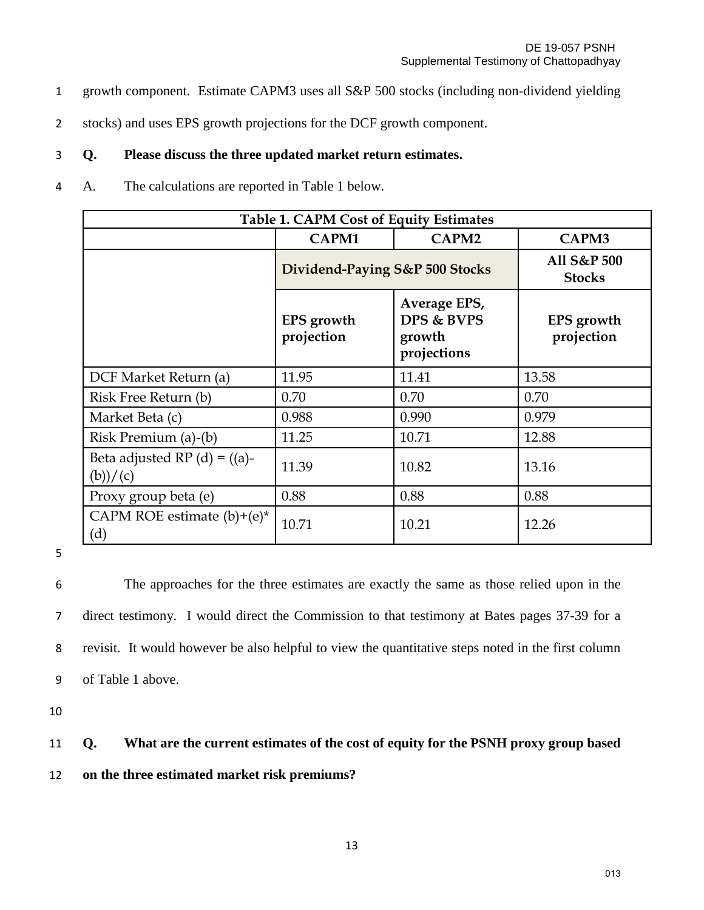growth component. Estimate CAPM3 uses all S&P 500 stocks (including non-dividend yielding stocks) and uses EPS growth projections for the DCF growth component.

**Q. Please discuss the three updated market return estimates.**

A. The calculations are reported in Table 1 below.

| Table 1. CAPM Cost of Equity Estimates | | | |
|---|---|---|---|
| | **CAPM1** | **CAPM2** | **CAPM3** |
| | **Dividend-Paying S&P 500 Stocks** | | **All S&P 500 Stocks** |
| | **EPS growth projection** | **Average EPS, DPS & BVPS growth projections** | **EPS growth projection** |
| DCF Market Return (a) | 11.95 | 11.41 | 13.58 |
| Risk Free Return (b) | 0.70 | 0.70 | 0.70 |
| Market Beta (c) | 0.988 | 0.990 | 0.979 |
| Risk Premium (a)-(b) | 11.25 | 10.71 | 12.88 |
| Beta adjusted RP (d) = ((a)-(b))/(c) | 11.39 | 10.82 | 13.16 |
| Proxy group beta (e) | 0.88 | 0.88 | 0.88 |
| CAPM ROE estimate (b)+(e)*(d) | 10.71 | 10.21 | 12.26 |

The approaches for the three estimates are exactly the same as those relied upon in the direct testimony. I would direct the Commission to that testimony at Bates pages 37-39 for a revisit. It would however be also helpful to view the quantitative steps noted in the first column of Table 1 above.

**Q. What are the current estimates of the cost of equity for the PSNH proxy group based on the three estimated market risk premiums?**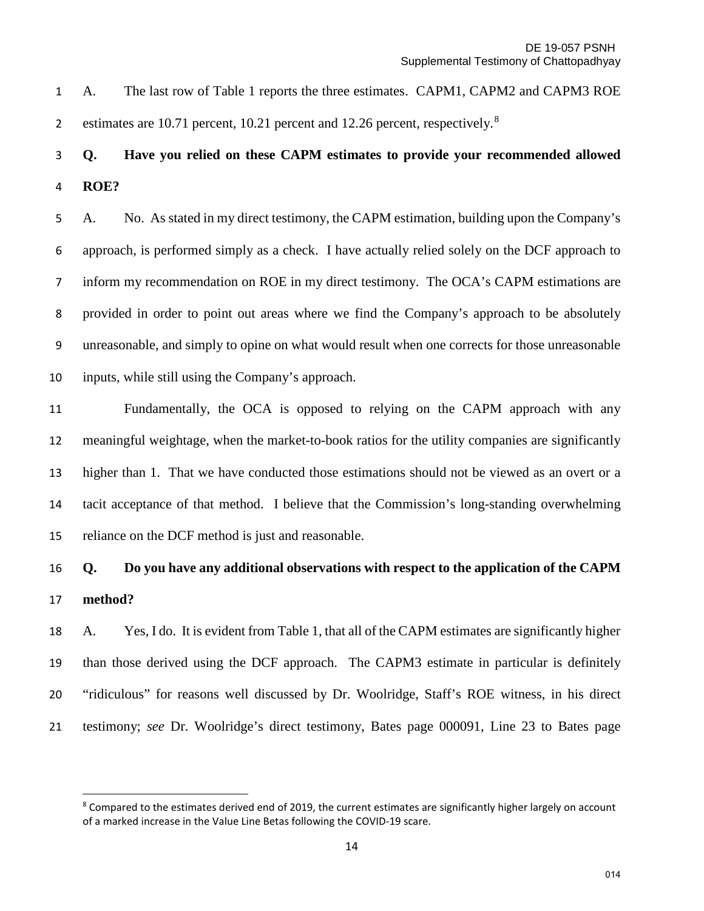A. The last row of Table 1 reports the three estimates. CAPM1, CAPM2 and CAPM3 ROE estimates are 10.71 percent, 10.21 percent and 12.26 percent, respectively.[8]

**Q. Have you relied on these CAPM estimates to provide your recommended allowed ROE?**

A. No. As stated in my direct testimony, the CAPM estimation, building upon the Company's approach, is performed simply as a check. I have actually relied solely on the DCF approach to inform my recommendation on ROE in my direct testimony. The OCA's CAPM estimations are provided in order to point out areas where we find the Company's approach to be absolutely unreasonable, and simply to opine on what would result when one corrects for those unreasonable inputs, while still using the Company's approach.

Fundamentally, the OCA is opposed to relying on the CAPM approach with any meaningful weightage, when the market-to-book ratios for the utility companies are significantly higher than 1. That we have conducted those estimations should not be viewed as an overt or a tacit acceptance of that method. I believe that the Commission's long-standing overwhelming reliance on the DCF method is just and reasonable.

**Q. Do you have any additional observations with respect to the application of the CAPM method?**

A. Yes, I do. It is evident from Table 1, that all of the CAPM estimates are significantly higher than those derived using the DCF approach. The CAPM3 estimate in particular is definitely "ridiculous" for reasons well discussed by Dr. Woolridge, Staff's ROE witness, in his direct testimony; *see* Dr. Woolridge's direct testimony, Bates page 000091, Line 23 to Bates page

---

[8] Compared to the estimates derived end of 2019, the current estimates are significantly higher largely on account of a marked increase in the Value Line Betas following the COVID-19 scare.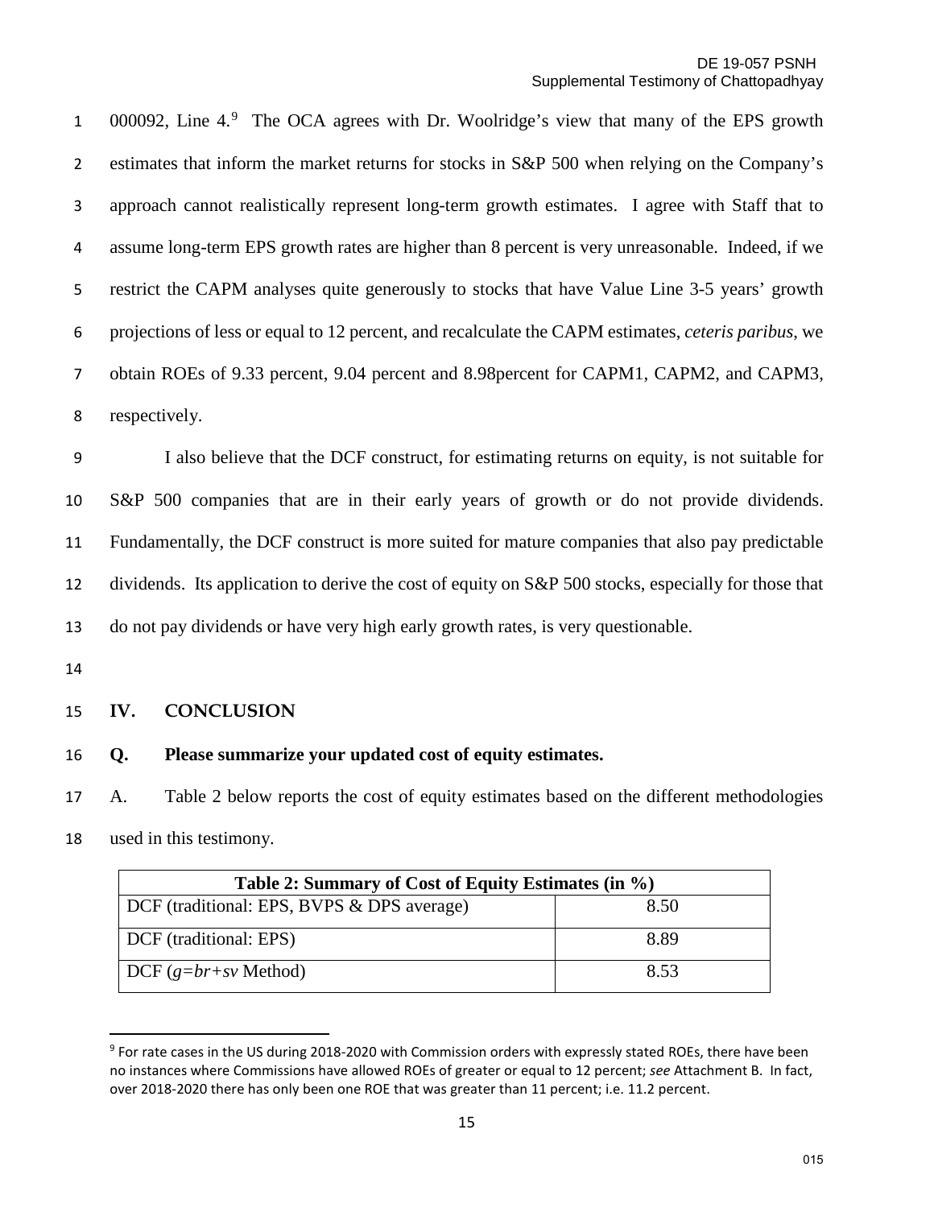000092, Line 4.[9] The OCA agrees with Dr. Woolridge's view that many of the EPS growth estimates that inform the market returns for stocks in S&P 500 when relying on the Company's approach cannot realistically represent long-term growth estimates. I agree with Staff that to assume long-term EPS growth rates are higher than 8 percent is very unreasonable. Indeed, if we restrict the CAPM analyses quite generously to stocks that have Value Line 3-5 years' growth projections of less or equal to 12 percent, and recalculate the CAPM estimates, *ceteris paribus*, we obtain ROEs of 9.33 percent, 9.04 percent and 8.98percent for CAPM1, CAPM2, and CAPM3, respectively.

I also believe that the DCF construct, for estimating returns on equity, is not suitable for S&P 500 companies that are in their early years of growth or do not provide dividends. Fundamentally, the DCF construct is more suited for mature companies that also pay predictable dividends. Its application to derive the cost of equity on S&P 500 stocks, especially for those that do not pay dividends or have very high early growth rates, is very questionable.

## IV. CONCLUSION

**Q. Please summarize your updated cost of equity estimates.**

A. Table 2 below reports the cost of equity estimates based on the different methodologies used in this testimony.

| Table 2: Summary of Cost of Equity Estimates (in %) | |
|---|---|
| DCF (traditional: EPS, BVPS & DPS average) | 8.50 |
| DCF (traditional: EPS) | 8.89 |
| DCF (*g=br+sv* Method) | 8.53 |

[9] For rate cases in the US during 2018-2020 with Commission orders with expressly stated ROEs, there have been no instances where Commissions have allowed ROEs of greater or equal to 12 percent; *see* Attachment B. In fact, over 2018-2020 there has only been one ROE that was greater than 11 percent; i.e. 11.2 percent.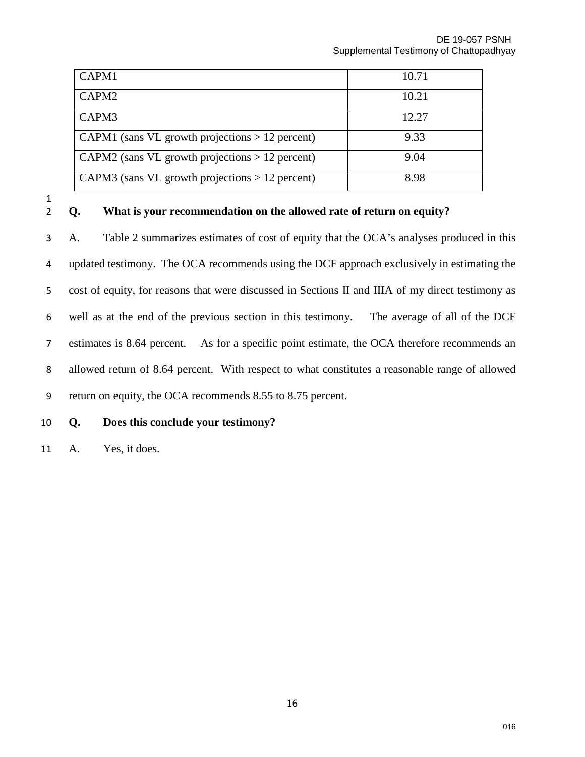| | |
|---|---|
| CAPM1 | 10.71 |
| CAPM2 | 10.21 |
| CAPM3 | 12.27 |
| CAPM1 (sans VL growth projections > 12 percent) | 9.33 |
| CAPM2 (sans VL growth projections > 12 percent) | 9.04 |
| CAPM3 (sans VL growth projections > 12 percent) | 8.98 |

**Q. What is your recommendation on the allowed rate of return on equity?**

A. Table 2 summarizes estimates of cost of equity that the OCA's analyses produced in this updated testimony. The OCA recommends using the DCF approach exclusively in estimating the cost of equity, for reasons that were discussed in Sections II and IIIA of my direct testimony as well as at the end of the previous section in this testimony. The average of all of the DCF estimates is 8.64 percent. As for a specific point estimate, the OCA therefore recommends an allowed return of 8.64 percent. With respect to what constitutes a reasonable range of allowed return on equity, the OCA recommends 8.55 to 8.75 percent.

**Q. Does this conclude your testimony?**

A. Yes, it does.